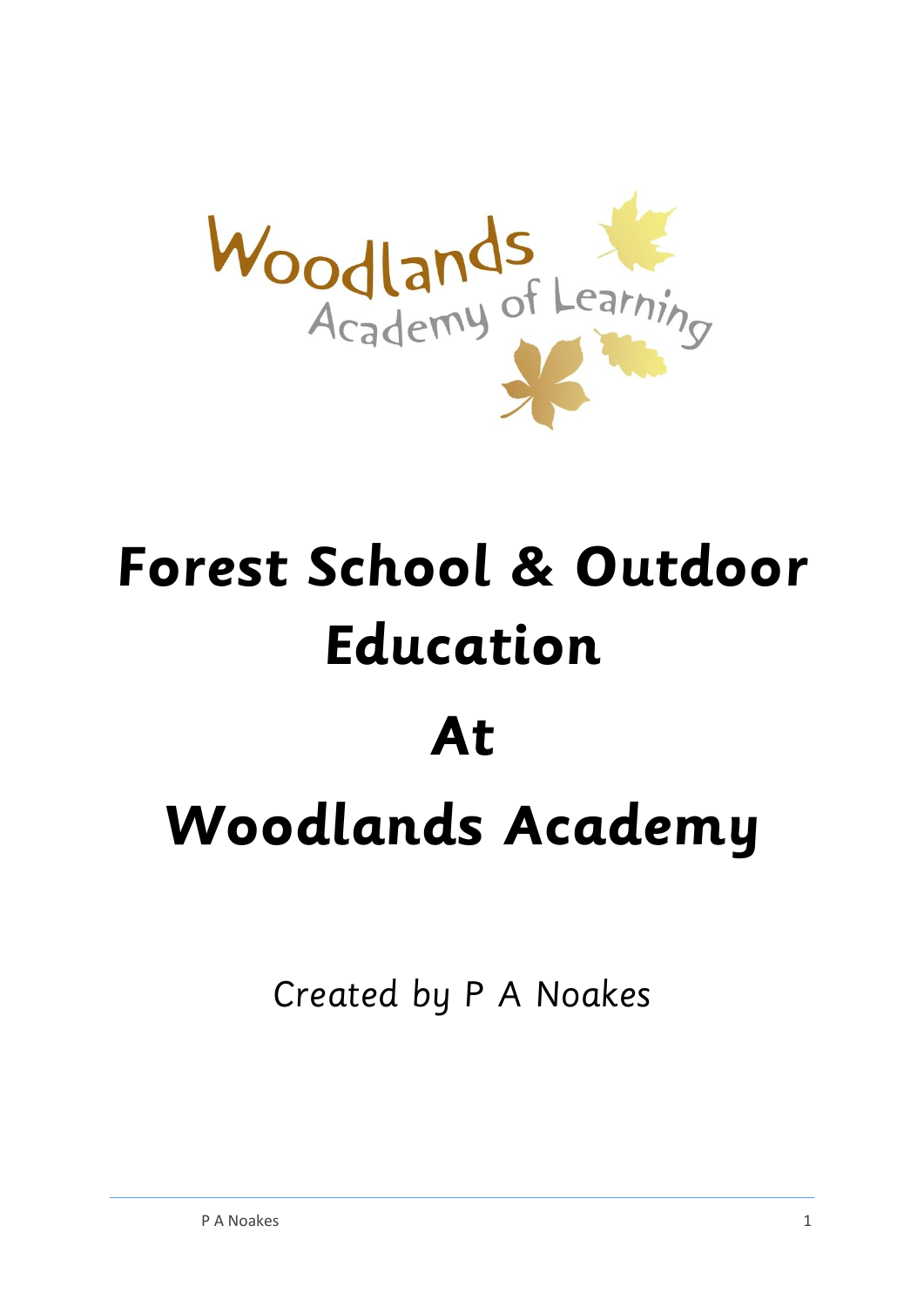Woodlands Academy of Learning

# Forest School & Outdoor Education

# At

# Woodlands Academy

Created by P A Noakes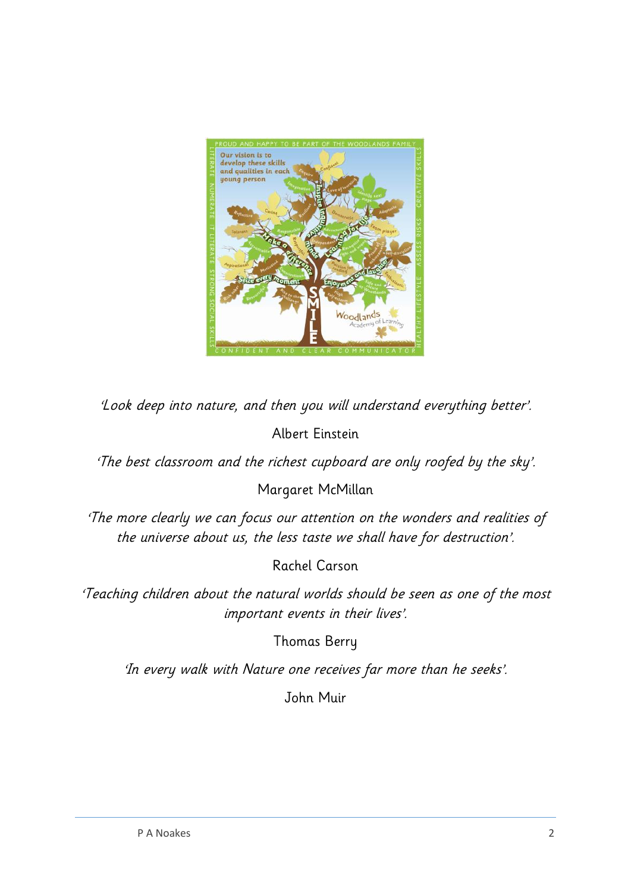*'Look deep into nature, and then you will understand everything better'.*

Albert Einstein

*'The best classroom and the richest cupboard are only roofed by the sky'.*

Margaret McMillan

*'The more clearly we can focus our attention on the wonders and realities of the universe about us, the less taste we shall have for destruction'.*

Rachel Carson

*'Teaching children about the natural worlds should be seen as one of the most important events in their lives'.*

Thomas Berry

*'In every walk with Nature one receives far more than he seeks'.*

John Muir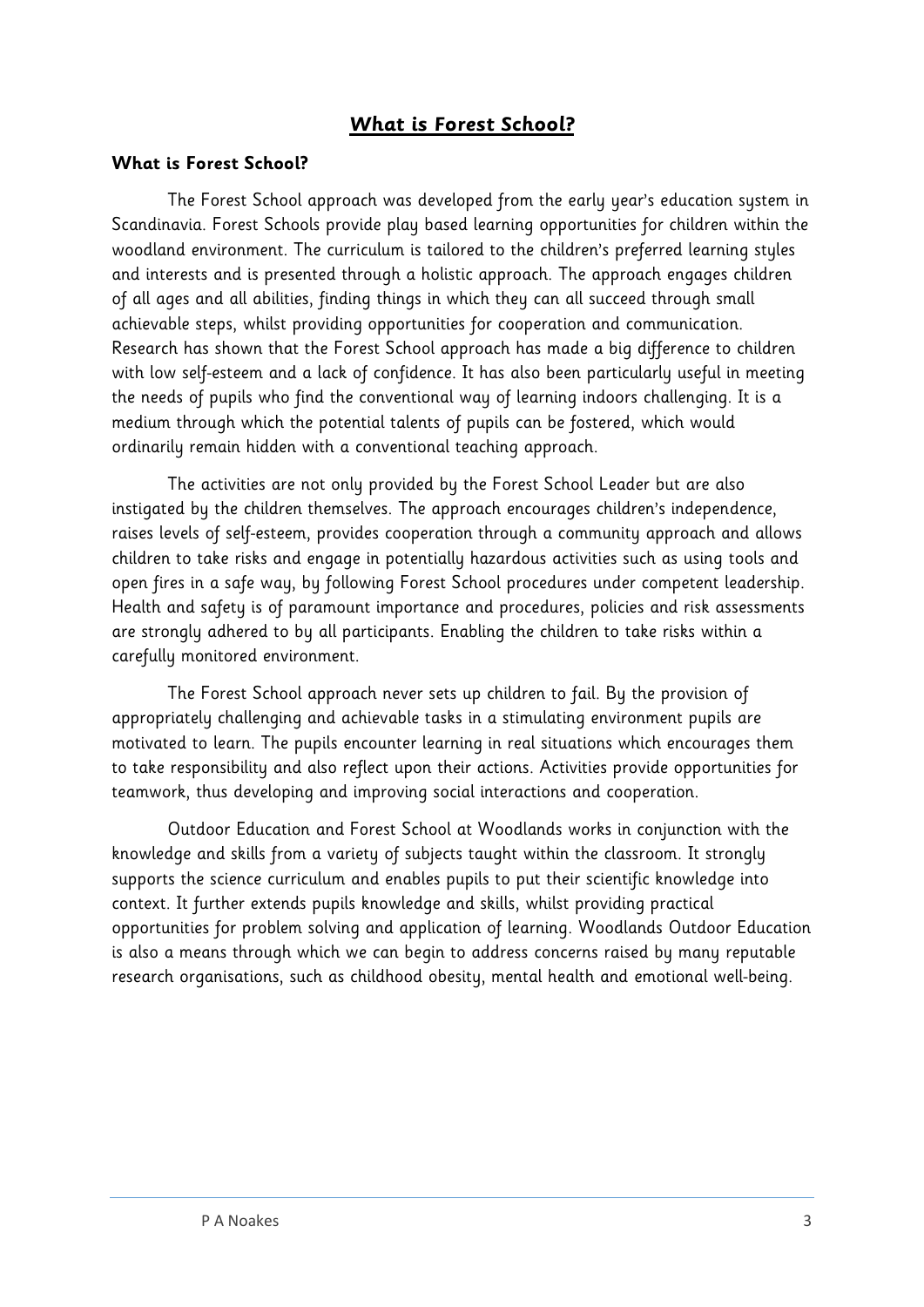## ***What is Forest School?***

**What is Forest School?**

The Forest School approach was developed from the early year's education system in Scandinavia. Forest Schools provide play based learning opportunities for children within the woodland environment. The curriculum is tailored to the children's preferred learning styles and interests and is presented through a holistic approach. The approach engages children of all ages and all abilities, finding things in which they can all succeed through small achievable steps, whilst providing opportunities for cooperation and communication. Research has shown that the Forest School approach has made a big difference to children with low self-esteem and a lack of confidence. It has also been particularly useful in meeting the needs of pupils who find the conventional way of learning indoors challenging. It is a medium through which the potential talents of pupils can be fostered, which would ordinarily remain hidden with a conventional teaching approach.

The activities are not only provided by the Forest School Leader but are also instigated by the children themselves. The approach encourages children's independence, raises levels of self-esteem, provides cooperation through a community approach and allows children to take risks and engage in potentially hazardous activities such as using tools and open fires in a safe way, by following Forest School procedures under competent leadership. Health and safety is of paramount importance and procedures, policies and risk assessments are strongly adhered to by all participants. Enabling the children to take risks within a carefully monitored environment.

The Forest School approach never sets up children to fail. By the provision of appropriately challenging and achievable tasks in a stimulating environment pupils are motivated to learn. The pupils encounter learning in real situations which encourages them to take responsibility and also reflect upon their actions. Activities provide opportunities for teamwork, thus developing and improving social interactions and cooperation.

Outdoor Education and Forest School at Woodlands works in conjunction with the knowledge and skills from a variety of subjects taught within the classroom. It strongly supports the science curriculum and enables pupils to put their scientific knowledge into context. It further extends pupils knowledge and skills, whilst providing practical opportunities for problem solving and application of learning. Woodlands Outdoor Education is also a means through which we can begin to address concerns raised by many reputable research organisations, such as childhood obesity, mental health and emotional well-being.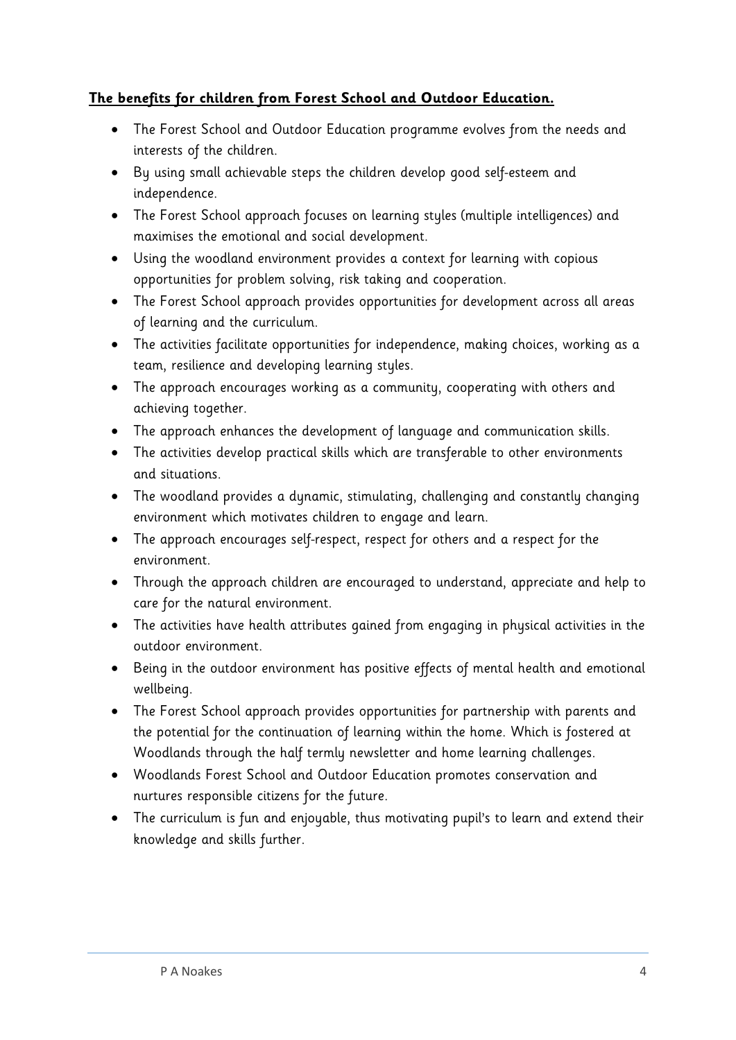## **The benefits for children from Forest School and Outdoor Education.**

- The Forest School and Outdoor Education programme evolves from the needs and interests of the children.
- By using small achievable steps the children develop good self-esteem and independence.
- The Forest School approach focuses on learning styles (multiple intelligences) and maximises the emotional and social development.
- Using the woodland environment provides a context for learning with copious opportunities for problem solving, risk taking and cooperation.
- The Forest School approach provides opportunities for development across all areas of learning and the curriculum.
- The activities facilitate opportunities for independence, making choices, working as a team, resilience and developing learning styles.
- The approach encourages working as a community, cooperating with others and achieving together.
- The approach enhances the development of language and communication skills.
- The activities develop practical skills which are transferable to other environments and situations.
- The woodland provides a dynamic, stimulating, challenging and constantly changing environment which motivates children to engage and learn.
- The approach encourages self-respect, respect for others and a respect for the environment.
- Through the approach children are encouraged to understand, appreciate and help to care for the natural environment.
- The activities have health attributes gained from engaging in physical activities in the outdoor environment.
- Being in the outdoor environment has positive effects of mental health and emotional wellbeing.
- The Forest School approach provides opportunities for partnership with parents and the potential for the continuation of learning within the home. Which is fostered at Woodlands through the half termly newsletter and home learning challenges.
- Woodlands Forest School and Outdoor Education promotes conservation and nurtures responsible citizens for the future.
- The curriculum is fun and enjoyable, thus motivating pupil's to learn and extend their knowledge and skills further.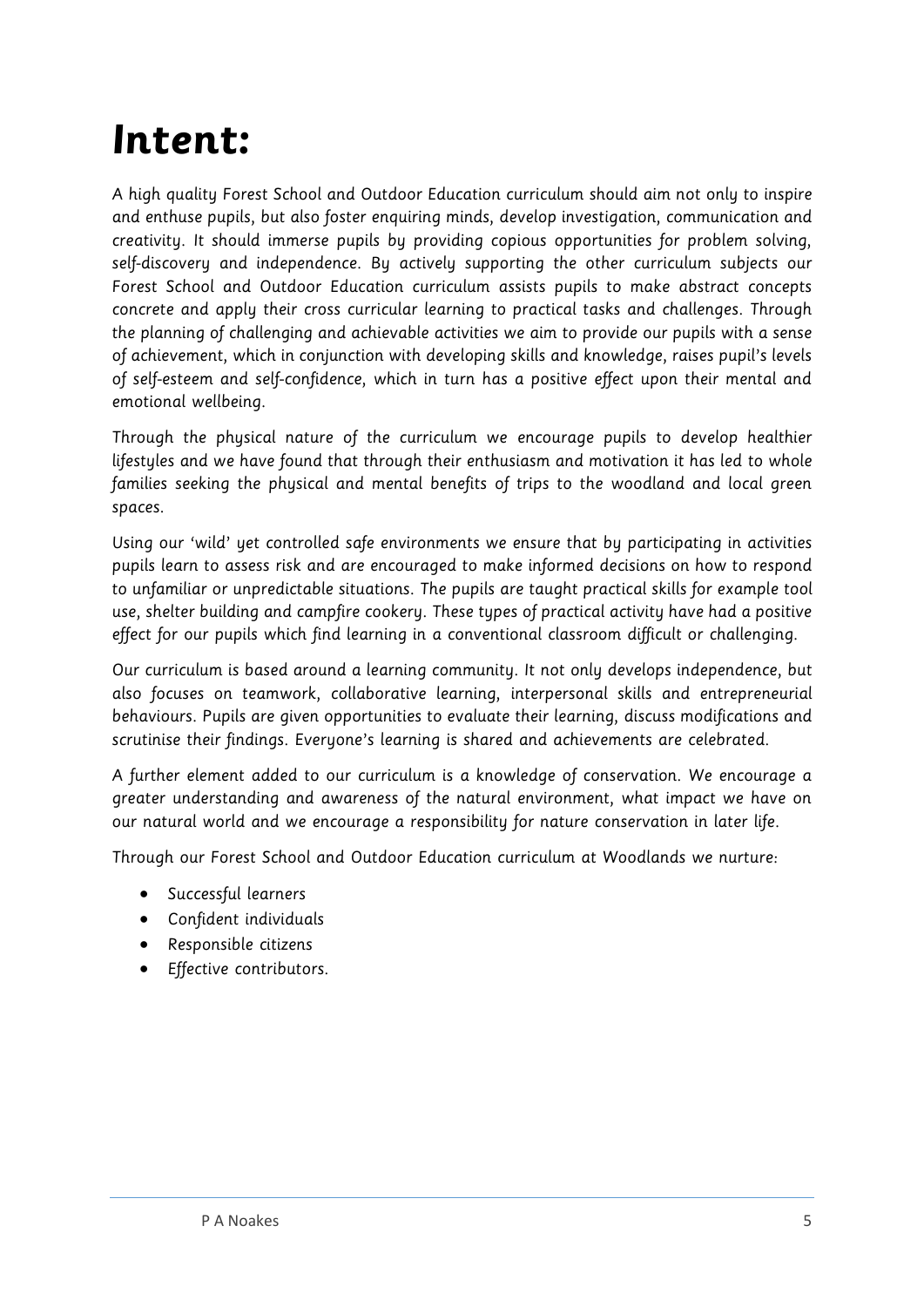# Intent:

A high quality Forest School and Outdoor Education curriculum should aim not only to inspire and enthuse pupils, but also foster enquiring minds, develop investigation, communication and creativity. It should immerse pupils by providing copious opportunities for problem solving, self-discovery and independence. By actively supporting the other curriculum subjects our Forest School and Outdoor Education curriculum assists pupils to make abstract concepts concrete and apply their cross curricular learning to practical tasks and challenges. Through the planning of challenging and achievable activities we aim to provide our pupils with a sense of achievement, which in conjunction with developing skills and knowledge, raises pupil's levels of self-esteem and self-confidence, which in turn has a positive effect upon their mental and emotional wellbeing.

Through the physical nature of the curriculum we encourage pupils to develop healthier lifestyles and we have found that through their enthusiasm and motivation it has led to whole families seeking the physical and mental benefits of trips to the woodland and local green spaces.

Using our 'wild' yet controlled safe environments we ensure that by participating in activities pupils learn to assess risk and are encouraged to make informed decisions on how to respond to unfamiliar or unpredictable situations. The pupils are taught practical skills for example tool use, shelter building and campfire cookery. These types of practical activity have had a positive effect for our pupils which find learning in a conventional classroom difficult or challenging.

Our curriculum is based around a learning community. It not only develops independence, but also focuses on teamwork, collaborative learning, interpersonal skills and entrepreneurial behaviours. Pupils are given opportunities to evaluate their learning, discuss modifications and scrutinise their findings. Everyone's learning is shared and achievements are celebrated.

A further element added to our curriculum is a knowledge of conservation. We encourage a greater understanding and awareness of the natural environment, what impact we have on our natural world and we encourage a responsibility for nature conservation in later life.

Through our Forest School and Outdoor Education curriculum at Woodlands we nurture:

- Successful learners
- Confident individuals
- Responsible citizens
- Effective contributors.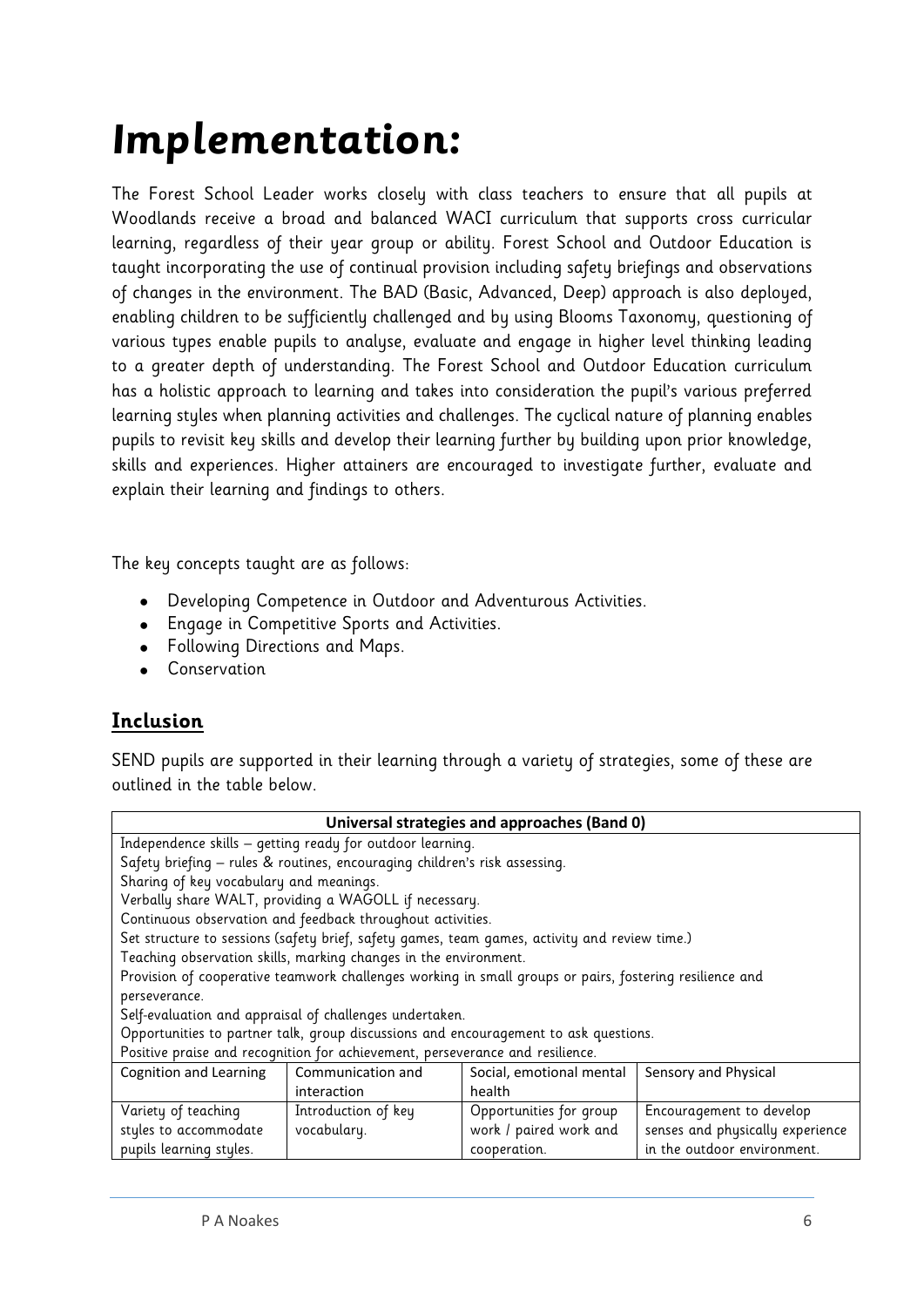# Implementation:

The Forest School Leader works closely with class teachers to ensure that all pupils at Woodlands receive a broad and balanced WACI curriculum that supports cross curricular learning, regardless of their year group or ability. Forest School and Outdoor Education is taught incorporating the use of continual provision including safety briefings and observations of changes in the environment. The BAD (Basic, Advanced, Deep) approach is also deployed, enabling children to be sufficiently challenged and by using Blooms Taxonomy, questioning of various types enable pupils to analyse, evaluate and engage in higher level thinking leading to a greater depth of understanding. The Forest School and Outdoor Education curriculum has a holistic approach to learning and takes into consideration the pupil's various preferred learning styles when planning activities and challenges. The cyclical nature of planning enables pupils to revisit key skills and develop their learning further by building upon prior knowledge, skills and experiences. Higher attainers are encouraged to investigate further, evaluate and explain their learning and findings to others.

The key concepts taught are as follows:

- Developing Competence in Outdoor and Adventurous Activities.
- Engage in Competitive Sports and Activities.
- Following Directions and Maps.
- Conservation

## Inclusion

SEND pupils are supported in their learning through a variety of strategies, some of these are outlined in the table below.

| **Universal strategies and approaches (Band 0)** | | | |
|---|---|---|---|
| Independence skills – getting ready for outdoor learning.<br>Safety briefing – rules & routines, encouraging children's risk assessing.<br>Sharing of key vocabulary and meanings.<br>Verbally share WALT, providing a WAGOLL if necessary.<br>Continuous observation and feedback throughout activities.<br>Set structure to sessions (safety brief, safety games, team games, activity and review time.)<br>Teaching observation skills, marking changes in the environment.<br>Provision of cooperative teamwork challenges working in small groups or pairs, fostering resilience and perseverance.<br>Self-evaluation and appraisal of challenges undertaken.<br>Opportunities to partner talk, group discussions and encouragement to ask questions.<br>Positive praise and recognition for achievement, perseverance and resilience. | | | |
| Cognition and Learning | Communication and interaction | Social, emotional mental health | Sensory and Physical |
| Variety of teaching styles to accommodate pupils learning styles. | Introduction of key vocabulary. | Opportunities for group work / paired work and cooperation. | Encouragement to develop senses and physically experience in the outdoor environment. |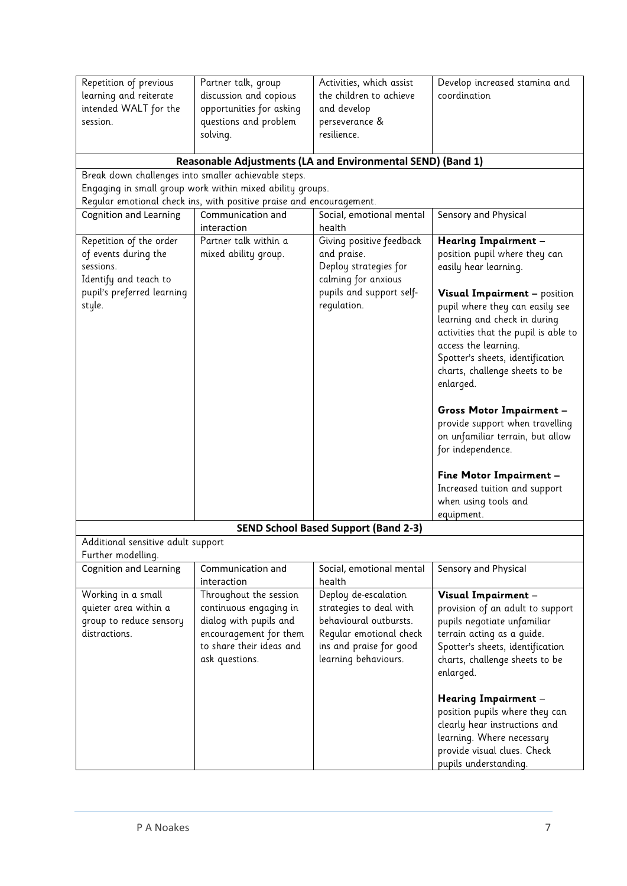| | | | |
|---|---|---|---|
| Repetition of previous learning and reiterate intended WALT for the session. | Partner talk, group discussion and copious opportunities for asking questions and problem solving. | Activities, which assist the children to achieve and develop perseverance & resilience. | Develop increased stamina and coordination |

**Reasonable Adjustments (LA and Environmental SEND) (Band 1)**

Break down challenges into smaller achievable steps.
Engaging in small group work within mixed ability groups.
Regular emotional check ins, with positive praise and encouragement.

| Cognition and Learning | Communication and interaction | Social, emotional mental health | Sensory and Physical |
|---|---|---|---|
| Repetition of the order of events during the sessions.<br>Identify and teach to pupil's preferred learning style. | Partner talk within a mixed ability group. | Giving positive feedback and praise.<br>Deploy strategies for calming for anxious pupils and support self-regulation. | **Hearing Impairment –** position pupil where they can easily hear learning.<br><br>**Visual Impairment –** position pupil where they can easily see learning and check in during activities that the pupil is able to access the learning.<br>Spotter's sheets, identification charts, challenge sheets to be enlarged.<br><br>**Gross Motor Impairment –** provide support when travelling on unfamiliar terrain, but allow for independence.<br><br>**Fine Motor Impairment –** Increased tuition and support when using tools and equipment. |

**SEND School Based Support (Band 2-3)**

Additional sensitive adult support
Further modelling.

| Cognition and Learning | Communication and interaction | Social, emotional mental health | Sensory and Physical |
|---|---|---|---|
| Working in a small quieter area within a group to reduce sensory distractions. | Throughout the session continuous engaging in dialog with pupils and encouragement for them to share their ideas and ask questions. | Deploy de-escalation strategies to deal with behavioural outbursts.<br>Regular emotional check ins and praise for good learning behaviours. | **Visual Impairment –** provision of an adult to support pupils negotiate unfamiliar terrain acting as a guide.<br>Spotter's sheets, identification charts, challenge sheets to be enlarged.<br><br>**Hearing Impairment –** position pupils where they can clearly hear instructions and learning. Where necessary provide visual clues. Check pupils understanding. |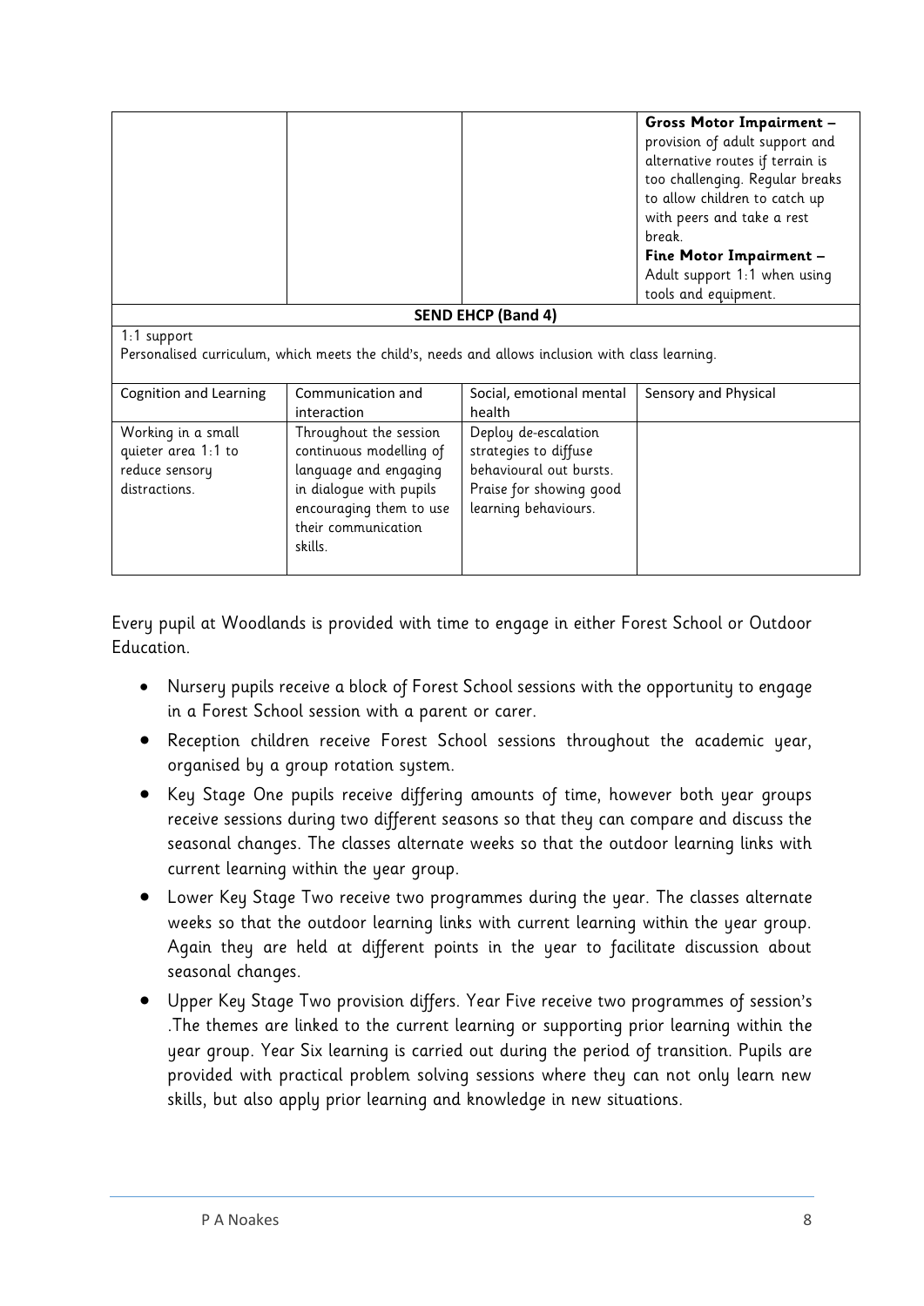| | | | **Gross Motor Impairment –** provision of adult support and alternative routes if terrain is too challenging. Regular breaks to allow children to catch up with peers and take a rest break. **Fine Motor Impairment –** Adult support 1:1 when using tools and equipment. |
|---|---|---|---|
| **SEND EHCP (Band 4)** | | | |
| 1:1 support<br>Personalised curriculum, which meets the child's, needs and allows inclusion with class learning. | | | |
| Cognition and Learning | Communication and interaction | Social, emotional mental health | Sensory and Physical |
| Working in a small quieter area 1:1 to reduce sensory distractions. | Throughout the session continuous modelling of language and engaging in dialogue with pupils encouraging them to use their communication skills. | Deploy de-escalation strategies to diffuse behavioural out bursts. Praise for showing good learning behaviours. | |

Every pupil at Woodlands is provided with time to engage in either Forest School or Outdoor Education.

- Nursery pupils receive a block of Forest School sessions with the opportunity to engage in a Forest School session with a parent or carer.
- Reception children receive Forest School sessions throughout the academic year, organised by a group rotation system.
- Key Stage One pupils receive differing amounts of time, however both year groups receive sessions during two different seasons so that they can compare and discuss the seasonal changes. The classes alternate weeks so that the outdoor learning links with current learning within the year group.
- Lower Key Stage Two receive two programmes during the year. The classes alternate weeks so that the outdoor learning links with current learning within the year group. Again they are held at different points in the year to facilitate discussion about seasonal changes.
- Upper Key Stage Two provision differs. Year Five receive two programmes of session's .The themes are linked to the current learning or supporting prior learning within the year group. Year Six learning is carried out during the period of transition. Pupils are provided with practical problem solving sessions where they can not only learn new skills, but also apply prior learning and knowledge in new situations.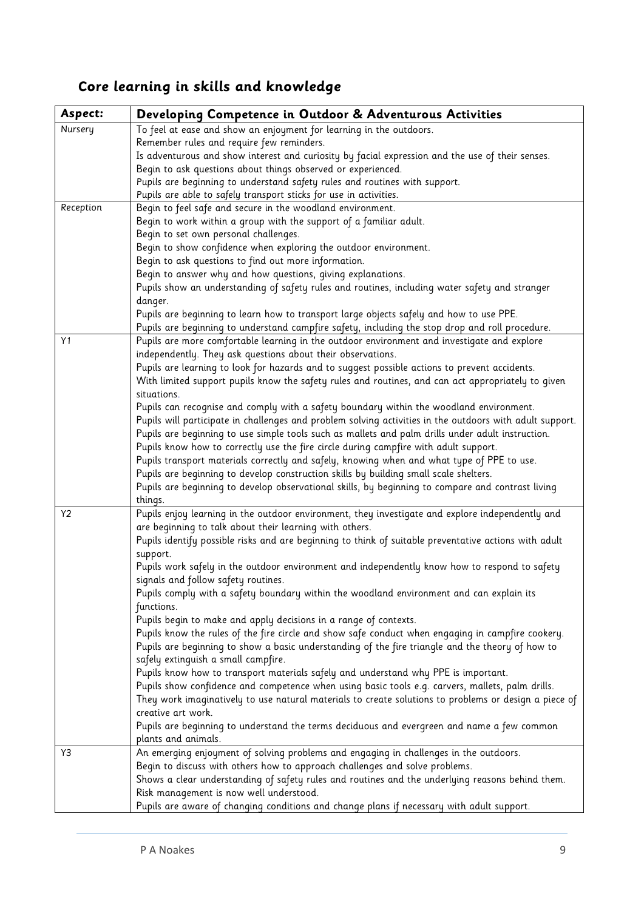## Core learning in skills and knowledge

| Aspect: | Developing Competence in Outdoor & Adventurous Activities |
|---|---|
| Nursery | To feel at ease and show an enjoyment for learning in the outdoors.<br>Remember rules and require few reminders.<br>Is adventurous and show interest and curiosity by facial expression and the use of their senses.<br>Begin to ask questions about things observed or experienced.<br>Pupils are beginning to understand safety rules and routines with support.<br>Pupils are able to safely transport sticks for use in activities. |
| Reception | Begin to feel safe and secure in the woodland environment.<br>Begin to work within a group with the support of a familiar adult.<br>Begin to set own personal challenges.<br>Begin to show confidence when exploring the outdoor environment.<br>Begin to ask questions to find out more information.<br>Begin to answer why and how questions, giving explanations.<br>Pupils show an understanding of safety rules and routines, including water safety and stranger danger.<br>Pupils are beginning to learn how to transport large objects safely and how to use PPE.<br>Pupils are beginning to understand campfire safety, including the stop drop and roll procedure. |
| Y1 | Pupils are more comfortable learning in the outdoor environment and investigate and explore independently. They ask questions about their observations.<br>Pupils are learning to look for hazards and to suggest possible actions to prevent accidents.<br>With limited support pupils know the safety rules and routines, and can act appropriately to given situations.<br>Pupils can recognise and comply with a safety boundary within the woodland environment.<br>Pupils will participate in challenges and problem solving activities in the outdoors with adult support.<br>Pupils are beginning to use simple tools such as mallets and palm drills under adult instruction.<br>Pupils know how to correctly use the fire circle during campfire with adult support.<br>Pupils transport materials correctly and safely, knowing when and what type of PPE to use.<br>Pupils are beginning to develop construction skills by building small scale shelters.<br>Pupils are beginning to develop observational skills, by beginning to compare and contrast living things. |
| Y2 | Pupils enjoy learning in the outdoor environment, they investigate and explore independently and are beginning to talk about their learning with others.<br>Pupils identify possible risks and are beginning to think of suitable preventative actions with adult support.<br>Pupils work safely in the outdoor environment and independently know how to respond to safety signals and follow safety routines.<br>Pupils comply with a safety boundary within the woodland environment and can explain its functions.<br>Pupils begin to make and apply decisions in a range of contexts.<br>Pupils know the rules of the fire circle and show safe conduct when engaging in campfire cookery.<br>Pupils are beginning to show a basic understanding of the fire triangle and the theory of how to safely extinguish a small campfire.<br>Pupils know how to transport materials safely and understand why PPE is important.<br>Pupils show confidence and competence when using basic tools e.g. carvers, mallets, palm drills.<br>They work imaginatively to use natural materials to create solutions to problems or design a piece of creative art work.<br>Pupils are beginning to understand the terms deciduous and evergreen and name a few common plants and animals. |
| Y3 | An emerging enjoyment of solving problems and engaging in challenges in the outdoors.<br>Begin to discuss with others how to approach challenges and solve problems.<br>Shows a clear understanding of safety rules and routines and the underlying reasons behind them.<br>Risk management is now well understood.<br>Pupils are aware of changing conditions and change plans if necessary with adult support. |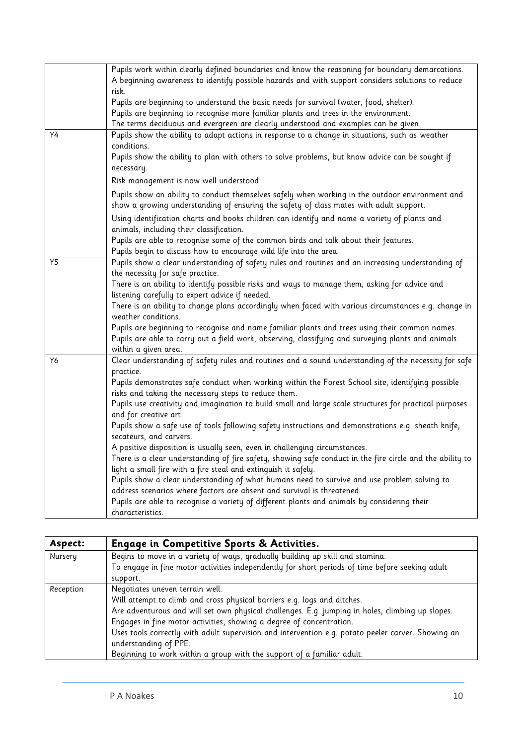| | |
|---|---|
| | Pupils work within clearly defined boundaries and know the reasoning for boundary demarcations.<br>A beginning awareness to identify possible hazards and with support considers solutions to reduce risk.<br>Pupils are beginning to understand the basic needs for survival (water, food, shelter).<br>Pupils are beginning to recognise more familiar plants and trees in the environment.<br>The terms deciduous and evergreen are clearly understood and examples can be given. |
| Y4 | Pupils show the ability to adapt actions in response to a change in situations, such as weather conditions.<br>Pupils show the ability to plan with others to solve problems, but know advice can be sought if necessary.<br>Risk management is now well understood.<br>Pupils show an ability to conduct themselves safely when working in the outdoor environment and show a growing understanding of ensuring the safety of class mates with adult support.<br>Using identification charts and books children can identify and name a variety of plants and animals, including their classification.<br>Pupils are able to recognise some of the common birds and talk about their features.<br>Pupils begin to discuss how to encourage wild life into the area. |
| Y5 | Pupils show a clear understanding of safety rules and routines and an increasing understanding of the necessity for safe practice.<br>There is an ability to identify possible risks and ways to manage them, asking for advice and listening carefully to expert advice if needed.<br>There is an ability to change plans accordingly when faced with various circumstances e.g. change in weather conditions.<br>Pupils are beginning to recognise and name familiar plants and trees using their common names.<br>Pupils are able to carry out a field work, observing, classifying and surveying plants and animals within a given area. |
| Y6 | Clear understanding of safety rules and routines and a sound understanding of the necessity for safe practice.<br>Pupils demonstrates safe conduct when working within the Forest School site, identifying possible risks and taking the necessary steps to reduce them.<br>Pupils use creativity and imagination to build small and large scale structures for practical purposes and for creative art.<br>Pupils show a safe use of tools following safety instructions and demonstrations e.g. sheath knife, secateurs, and carvers.<br>A positive disposition is usually seen, even in challenging circumstances.<br>There is a clear understanding of fire safety, showing safe conduct in the fire circle and the ability to light a small fire with a fire steal and extinguish it safely.<br>Pupils show a clear understanding of what humans need to survive and use problem solving to address scenarios where factors are absent and survival is threatened.<br>Pupils are able to recognise a variety of different plants and animals by considering their characteristics. |

| **Aspect:** | **Engage in Competitive Sports & Activities.** |
|---|---|
| Nursery | Begins to move in a variety of ways, gradually building up skill and stamina.<br>To engage in fine motor activities independently for short periods of time before seeking adult support. |
| Reception | Negotiates uneven terrain well.<br>Will attempt to climb and cross physical barriers e.g. logs and ditches.<br>Are adventurous and will set own physical challenges. E.g. jumping in holes, climbing up slopes.<br>Engages in fine motor activities, showing a degree of concentration.<br>Uses tools correctly with adult supervision and intervention e.g. potato peeler carver. Showing an understanding of PPE.<br>Beginning to work within a group with the support of a familiar adult. |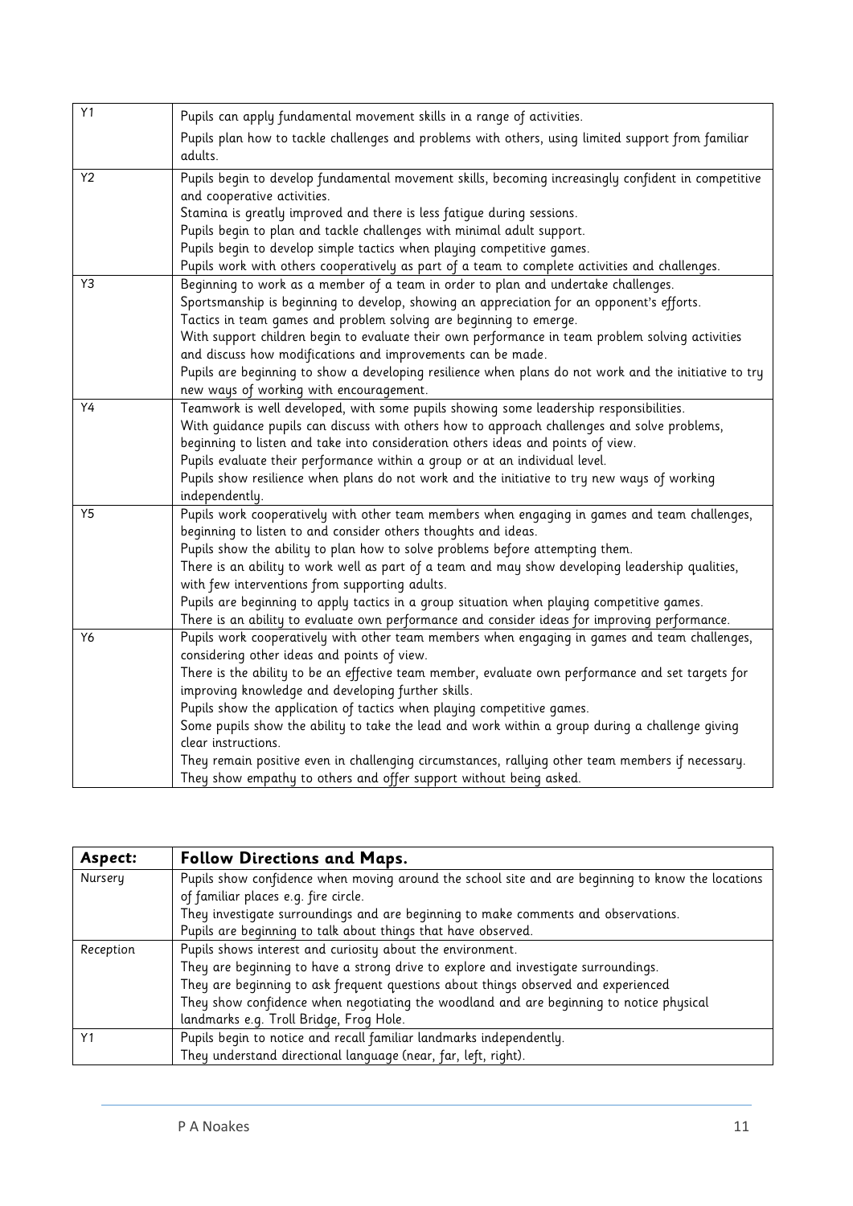| | |
|---|---|
| Y1 | Pupils can apply fundamental movement skills in a range of activities.<br>Pupils plan how to tackle challenges and problems with others, using limited support from familiar adults. |
| Y2 | Pupils begin to develop fundamental movement skills, becoming increasingly confident in competitive and cooperative activities.<br>Stamina is greatly improved and there is less fatigue during sessions.<br>Pupils begin to plan and tackle challenges with minimal adult support.<br>Pupils begin to develop simple tactics when playing competitive games.<br>Pupils work with others cooperatively as part of a team to complete activities and challenges. |
| Y3 | Beginning to work as a member of a team in order to plan and undertake challenges.<br>Sportsmanship is beginning to develop, showing an appreciation for an opponent's efforts.<br>Tactics in team games and problem solving are beginning to emerge.<br>With support children begin to evaluate their own performance in team problem solving activities and discuss how modifications and improvements can be made.<br>Pupils are beginning to show a developing resilience when plans do not work and the initiative to try new ways of working with encouragement. |
| Y4 | Teamwork is well developed, with some pupils showing some leadership responsibilities.<br>With guidance pupils can discuss with others how to approach challenges and solve problems, beginning to listen and take into consideration others ideas and points of view.<br>Pupils evaluate their performance within a group or at an individual level.<br>Pupils show resilience when plans do not work and the initiative to try new ways of working independently. |
| Y5 | Pupils work cooperatively with other team members when engaging in games and team challenges, beginning to listen to and consider others thoughts and ideas.<br>Pupils show the ability to plan how to solve problems before attempting them.<br>There is an ability to work well as part of a team and may show developing leadership qualities, with few interventions from supporting adults.<br>Pupils are beginning to apply tactics in a group situation when playing competitive games.<br>There is an ability to evaluate own performance and consider ideas for improving performance. |
| Y6 | Pupils work cooperatively with other team members when engaging in games and team challenges, considering other ideas and points of view.<br>There is the ability to be an effective team member, evaluate own performance and set targets for improving knowledge and developing further skills.<br>Pupils show the application of tactics when playing competitive games.<br>Some pupils show the ability to take the lead and work within a group during a challenge giving clear instructions.<br>They remain positive even in challenging circumstances, rallying other team members if necessary.<br>They show empathy to others and offer support without being asked. |

| **Aspect:** | **Follow Directions and Maps.** |
|---|---|
| Nursery | Pupils show confidence when moving around the school site and are beginning to know the locations of familiar places e.g. fire circle.<br>They investigate surroundings and are beginning to make comments and observations.<br>Pupils are beginning to talk about things that have observed. |
| Reception | Pupils shows interest and curiosity about the environment.<br>They are beginning to have a strong drive to explore and investigate surroundings.<br>They are beginning to ask frequent questions about things observed and experienced<br>They show confidence when negotiating the woodland and are beginning to notice physical landmarks e.g. Troll Bridge, Frog Hole. |
| Y1 | Pupils begin to notice and recall familiar landmarks independently.<br>They understand directional language (near, far, left, right). |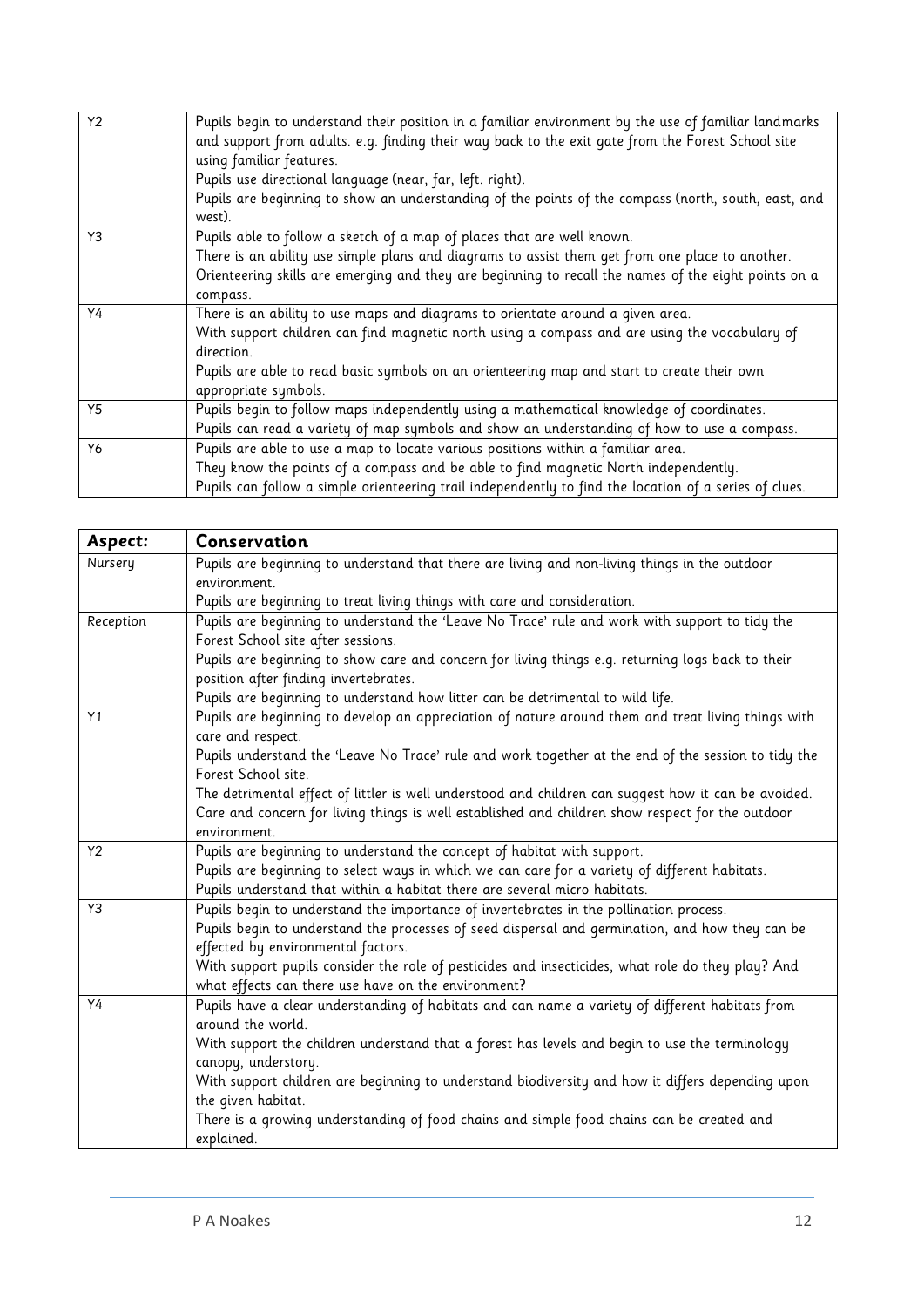| | |
|---|---|
| Y2 | Pupils begin to understand their position in a familiar environment by the use of familiar landmarks and support from adults. e.g. finding their way back to the exit gate from the Forest School site using familiar features.<br>Pupils use directional language (near, far, left. right).<br>Pupils are beginning to show an understanding of the points of the compass (north, south, east, and west). |
| Y3 | Pupils able to follow a sketch of a map of places that are well known.<br>There is an ability use simple plans and diagrams to assist them get from one place to another.<br>Orienteering skills are emerging and they are beginning to recall the names of the eight points on a compass. |
| Y4 | There is an ability to use maps and diagrams to orientate around a given area.<br>With support children can find magnetic north using a compass and are using the vocabulary of direction.<br>Pupils are able to read basic symbols on an orienteering map and start to create their own appropriate symbols. |
| Y5 | Pupils begin to follow maps independently using a mathematical knowledge of coordinates.<br>Pupils can read a variety of map symbols and show an understanding of how to use a compass. |
| Y6 | Pupils are able to use a map to locate various positions within a familiar area.<br>They know the points of a compass and be able to find magnetic North independently.<br>Pupils can follow a simple orienteering trail independently to find the location of a series of clues. |

| **Aspect:** | **Conservation** |
|---|---|
| Nursery | Pupils are beginning to understand that there are living and non-living things in the outdoor environment.<br>Pupils are beginning to treat living things with care and consideration. |
| Reception | Pupils are beginning to understand the 'Leave No Trace' rule and work with support to tidy the Forest School site after sessions.<br>Pupils are beginning to show care and concern for living things e.g. returning logs back to their position after finding invertebrates.<br>Pupils are beginning to understand how litter can be detrimental to wild life. |
| Y1 | Pupils are beginning to develop an appreciation of nature around them and treat living things with care and respect.<br>Pupils understand the 'Leave No Trace' rule and work together at the end of the session to tidy the Forest School site.<br>The detrimental effect of littler is well understood and children can suggest how it can be avoided.<br>Care and concern for living things is well established and children show respect for the outdoor environment. |
| Y2 | Pupils are beginning to understand the concept of habitat with support.<br>Pupils are beginning to select ways in which we can care for a variety of different habitats.<br>Pupils understand that within a habitat there are several micro habitats. |
| Y3 | Pupils begin to understand the importance of invertebrates in the pollination process.<br>Pupils begin to understand the processes of seed dispersal and germination, and how they can be effected by environmental factors.<br>With support pupils consider the role of pesticides and insecticides, what role do they play? And what effects can there use have on the environment? |
| Y4 | Pupils have a clear understanding of habitats and can name a variety of different habitats from around the world.<br>With support the children understand that a forest has levels and begin to use the terminology canopy, understory.<br>With support children are beginning to understand biodiversity and how it differs depending upon the given habitat.<br>There is a growing understanding of food chains and simple food chains can be created and explained. |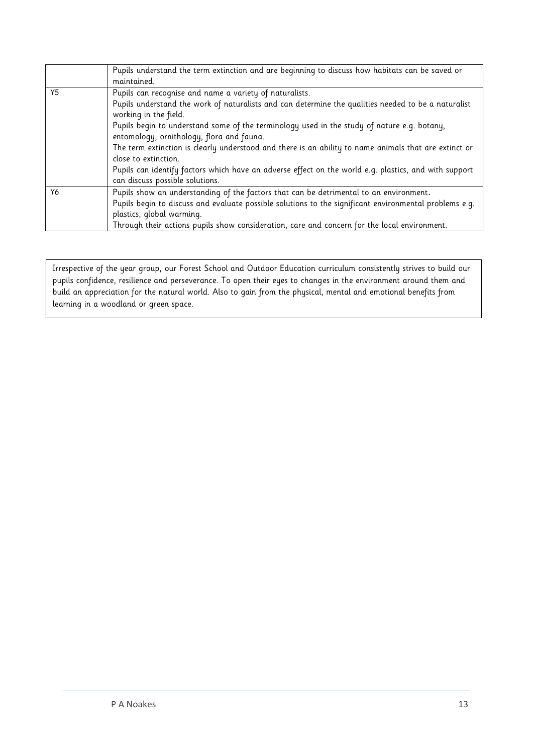| | |
|---|---|
| | Pupils understand the term extinction and are beginning to discuss how habitats can be saved or maintained. |
| Y5 | Pupils can recognise and name a variety of naturalists.<br>Pupils understand the work of naturalists and can determine the qualities needed to be a naturalist working in the field.<br>Pupils begin to understand some of the terminology used in the study of nature e.g. botany, entomology, ornithology, flora and fauna.<br>The term extinction is clearly understood and there is an ability to name animals that are extinct or close to extinction.<br>Pupils can identify factors which have an adverse effect on the world e.g. plastics, and with support can discuss possible solutions. |
| Y6 | Pupils show an understanding of the factors that can be detrimental to an environment.<br>Pupils begin to discuss and evaluate possible solutions to the significant environmental problems e.g. plastics, global warming.<br>Through their actions pupils show consideration, care and concern for the local environment. |

Irrespective of the year group, our Forest School and Outdoor Education curriculum consistently strives to build our pupils confidence, resilience and perseverance. To open their eyes to changes in the environment around them and build an appreciation for the natural world. Also to gain from the physical, mental and emotional benefits from learning in a woodland or green space.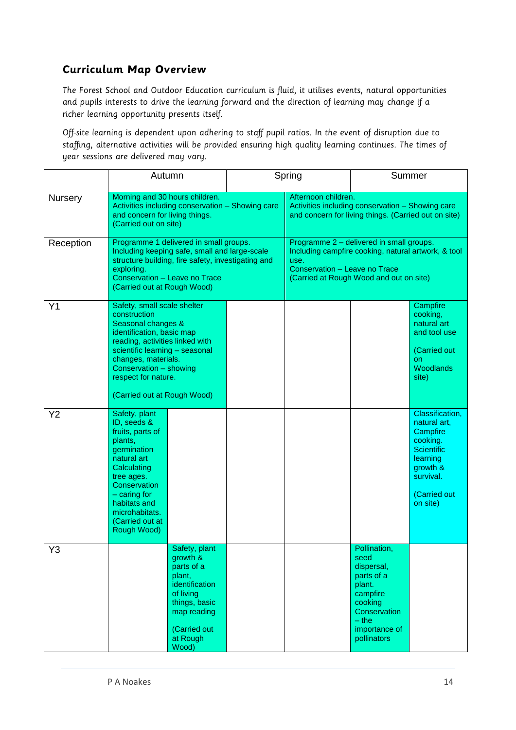## Curriculum Map Overview

The Forest School and Outdoor Education curriculum is fluid, it utilises events, natural opportunities and pupils interests to drive the learning forward and the direction of learning may change if a richer learning opportunity presents itself.

Off-site learning is dependent upon adhering to staff pupil ratios. In the event of disruption due to staffing, alternative activities will be provided ensuring high quality learning continues. The times of year sessions are delivered may vary.

| | Autumn | | Spring | | Summer | |
|---|---|---|---|---|---|---|
| Nursery | Morning and 30 hours children. Activities including conservation – Showing care and concern for living things. (Carried out on site) | | | Afternoon children. Activities including conservation – Showing care and concern for living things. (Carried out on site) | | |
| Reception | Programme 1 delivered in small groups. Including keeping safe, small and large-scale structure building, fire safety, investigating and exploring. Conservation – Leave no Trace (Carried out at Rough Wood) | | | Programme 2 – delivered in small groups. Including campfire cooking, natural artwork, & tool use. Conservation – Leave no Trace (Carried at Rough Wood and out on site) | | |
| Y1 | Safety, small scale shelter construction Seasonal changes & identification, basic map reading, activities linked with scientific learning – seasonal changes, materials. Conservation – showing respect for nature. (Carried out at Rough Wood) | | | | | Campfire cooking, natural art and tool use (Carried out on Woodlands site) |
| Y2 | Safety, plant ID, seeds & fruits, parts of plants, germination natural art Calculating tree ages. Conservation – caring for habitats and microhabitats. (Carried out at Rough Wood) | | | | | Classification, natural art, Campfire cooking. Scientific learning growth & survival. (Carried out on site) |
| Y3 | | Safety, plant growth & parts of a plant, identification of living things, basic map reading (Carried out at Rough Wood) | | | Pollination, seed dispersal, parts of a plant. campfire cooking Conservation – the importance of pollinators | |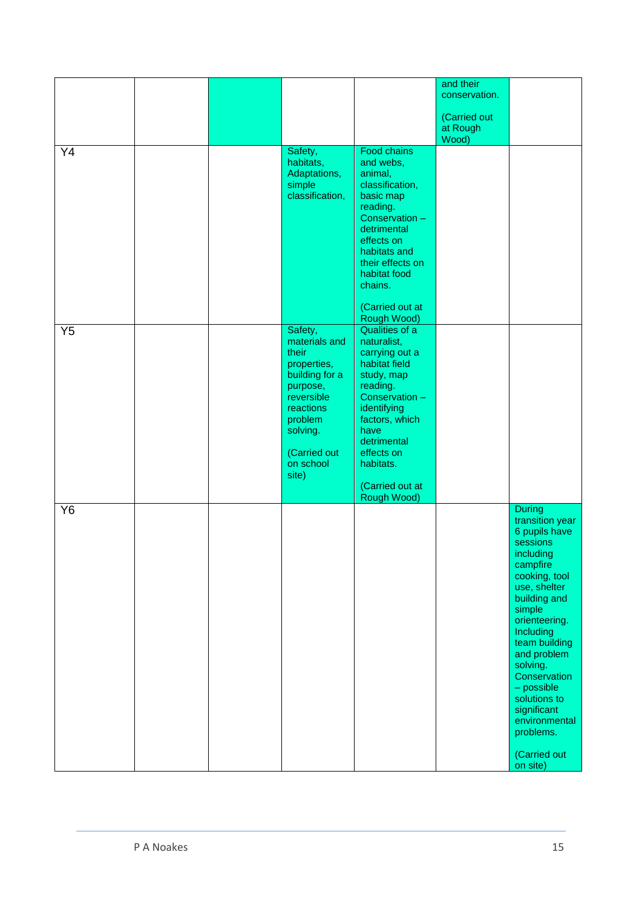| | | | | | | |
|---|---|---|---|---|---|---|
| | | | | | and their conservation.<br><br>(Carried out at Rough Wood) | |
| Y4 | | | Safety, habitats, Adaptations, simple classification, | Food chains and webs, animal, classification, basic map reading. Conservation – detrimental effects on habitats and their effects on habitat food chains.<br><br>(Carried out at Rough Wood) | | |
| Y5 | | | Safety, materials and their properties, building for a purpose, reversible reactions problem solving.<br><br>(Carried out on school site) | Qualities of a naturalist, carrying out a habitat field study, map reading. Conservation – identifying factors, which have detrimental effects on habitats.<br><br>(Carried out at Rough Wood) | | |
| Y6 | | | | | | During transition year 6 pupils have sessions including campfire cooking, tool use, shelter building and simple orienteering. Including team building and problem solving. Conservation – possible solutions to significant environmental problems.<br><br>(Carried out on site) |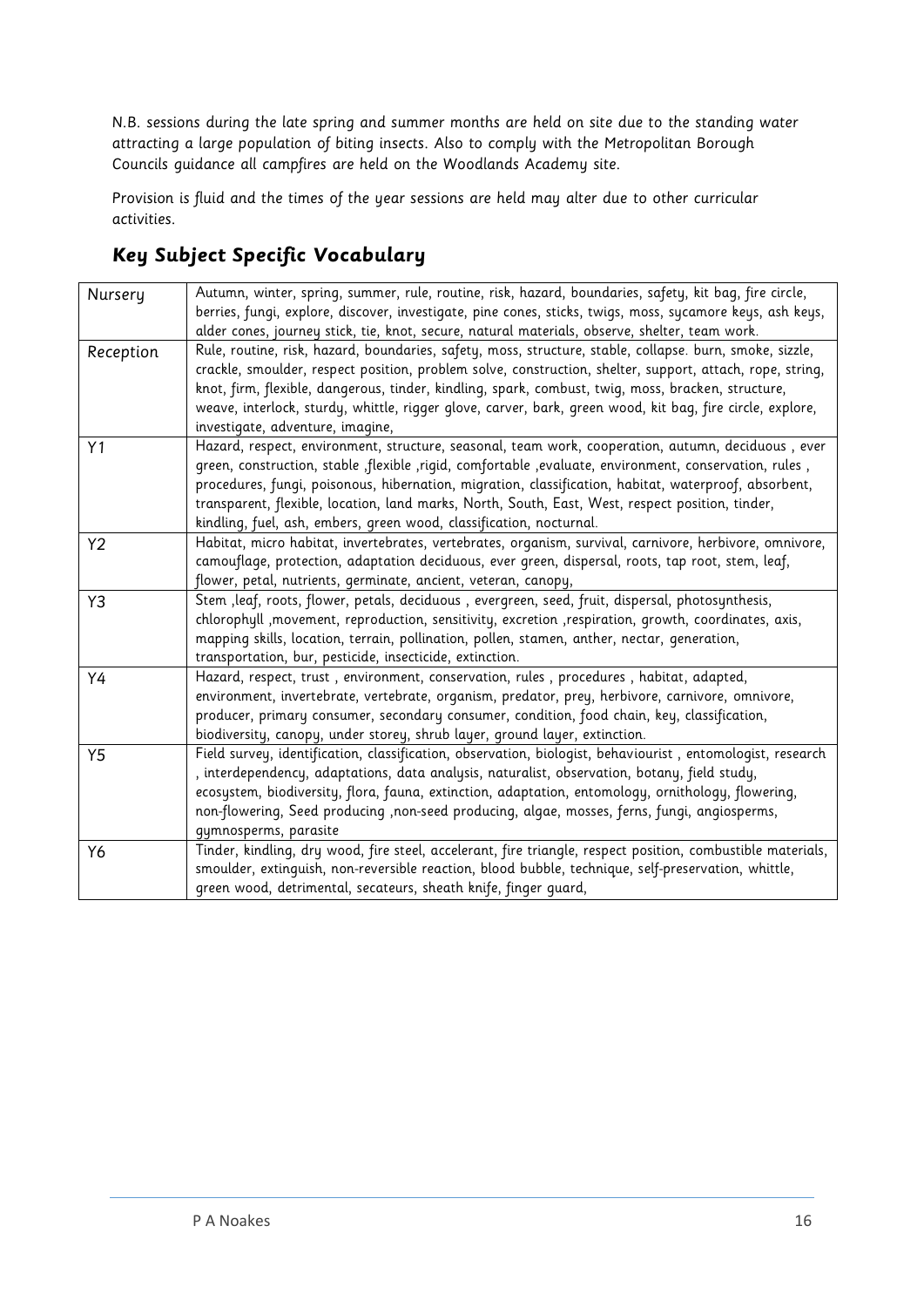N.B. sessions during the late spring and summer months are held on site due to the standing water attracting a large population of biting insects. Also to comply with the Metropolitan Borough Councils guidance all campfires are held on the Woodlands Academy site.

Provision is fluid and the times of the year sessions are held may alter due to other curricular activities.

## Key Subject Specific Vocabulary

| | |
|---|---|
| Nursery | Autumn, winter, spring, summer, rule, routine, risk, hazard, boundaries, safety, kit bag, fire circle, berries, fungi, explore, discover, investigate, pine cones, sticks, twigs, moss, sycamore keys, ash keys, alder cones, journey stick, tie, knot, secure, natural materials, observe, shelter, team work. |
| Reception | Rule, routine, risk, hazard, boundaries, safety, moss, structure, stable, collapse. burn, smoke, sizzle, crackle, smoulder, respect position, problem solve, construction, shelter, support, attach, rope, string, knot, firm, flexible, dangerous, tinder, kindling, spark, combust, twig, moss, bracken, structure, weave, interlock, sturdy, whittle, rigger glove, carver, bark, green wood, kit bag, fire circle, explore, investigate, adventure, imagine, |
| Y1 | Hazard, respect, environment, structure, seasonal, team work, cooperation, autumn, deciduous , ever green, construction, stable ,flexible ,rigid, comfortable ,evaluate, environment, conservation, rules , procedures, fungi, poisonous, hibernation, migration, classification, habitat, waterproof, absorbent, transparent, flexible, location, land marks, North, South, East, West, respect position, tinder, kindling, fuel, ash, embers, green wood, classification, nocturnal. |
| Y2 | Habitat, micro habitat, invertebrates, vertebrates, organism, survival, carnivore, herbivore, omnivore, camouflage, protection, adaptation deciduous, ever green, dispersal, roots, tap root, stem, leaf, flower, petal, nutrients, germinate, ancient, veteran, canopy, |
| Y3 | Stem ,leaf, roots, flower, petals, deciduous , evergreen, seed, fruit, dispersal, photosynthesis, chlorophyll ,movement, reproduction, sensitivity, excretion ,respiration, growth, coordinates, axis, mapping skills, location, terrain, pollination, pollen, stamen, anther, nectar, generation, transportation, bur, pesticide, insecticide, extinction. |
| Y4 | Hazard, respect, trust , environment, conservation, rules , procedures , habitat, adapted, environment, invertebrate, vertebrate, organism, predator, prey, herbivore, carnivore, omnivore, producer, primary consumer, secondary consumer, condition, food chain, key, classification, biodiversity, canopy, under storey, shrub layer, ground layer, extinction. |
| Y5 | Field survey, identification, classification, observation, biologist, behaviourist , entomologist, research , interdependency, adaptations, data analysis, naturalist, observation, botany, field study, ecosystem, biodiversity, flora, fauna, extinction, adaptation, entomology, ornithology, flowering, non-flowering, Seed producing ,non-seed producing, algae, mosses, ferns, fungi, angiosperms, gymnosperms, parasite |
| Y6 | Tinder, kindling, dry wood, fire steel, accelerant, fire triangle, respect position, combustible materials, smoulder, extinguish, non-reversible reaction, blood bubble, technique, self-preservation, whittle, green wood, detrimental, secateurs, sheath knife, finger guard, |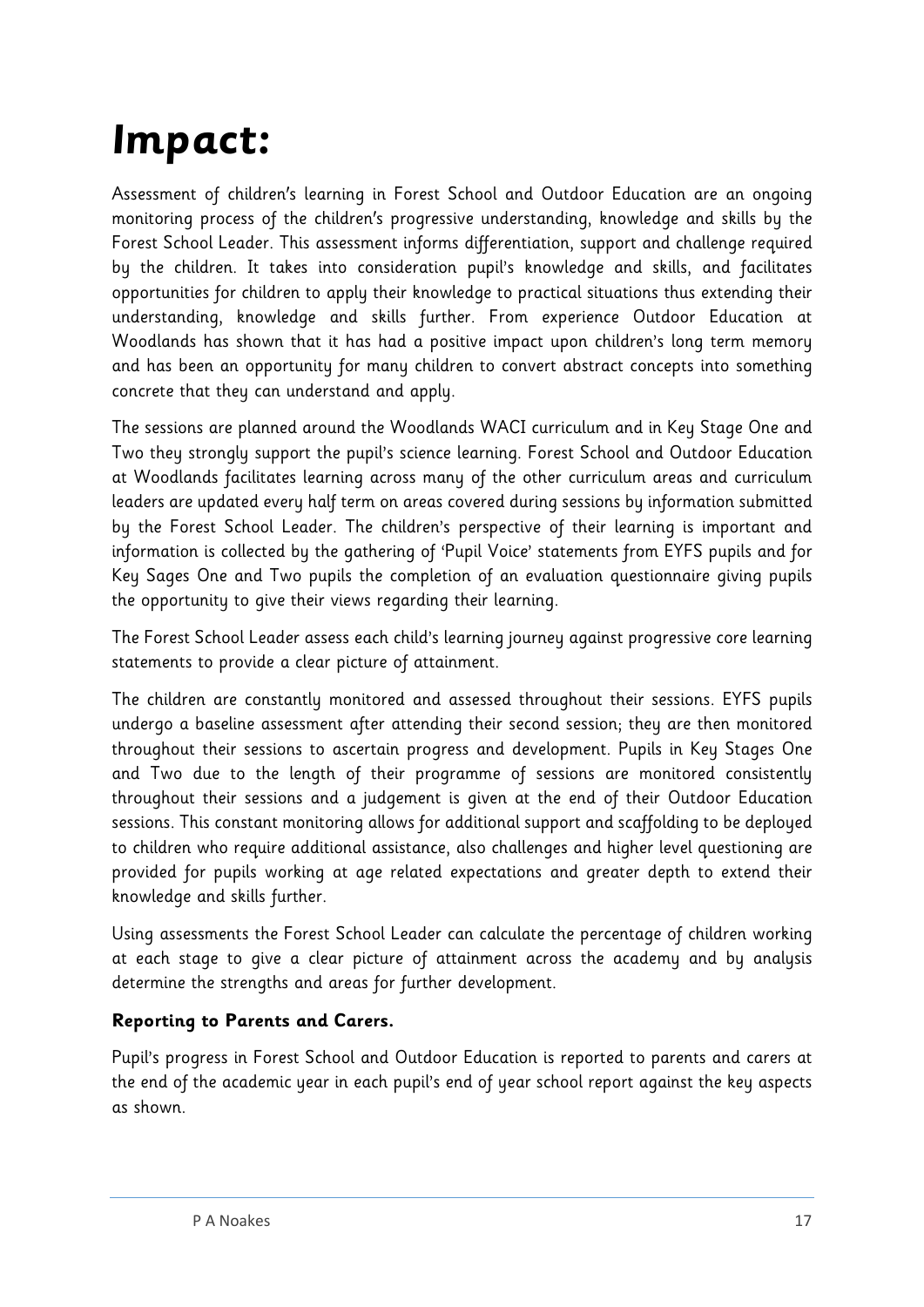# Impact:

Assessment of children's learning in Forest School and Outdoor Education are an ongoing monitoring process of the children's progressive understanding, knowledge and skills by the Forest School Leader. This assessment informs differentiation, support and challenge required by the children. It takes into consideration pupil's knowledge and skills, and facilitates opportunities for children to apply their knowledge to practical situations thus extending their understanding, knowledge and skills further. From experience Outdoor Education at Woodlands has shown that it has had a positive impact upon children's long term memory and has been an opportunity for many children to convert abstract concepts into something concrete that they can understand and apply.

The sessions are planned around the Woodlands WACI curriculum and in Key Stage One and Two they strongly support the pupil's science learning. Forest School and Outdoor Education at Woodlands facilitates learning across many of the other curriculum areas and curriculum leaders are updated every half term on areas covered during sessions by information submitted by the Forest School Leader. The children's perspective of their learning is important and information is collected by the gathering of 'Pupil Voice' statements from EYFS pupils and for Key Sages One and Two pupils the completion of an evaluation questionnaire giving pupils the opportunity to give their views regarding their learning.

The Forest School Leader assess each child's learning journey against progressive core learning statements to provide a clear picture of attainment.

The children are constantly monitored and assessed throughout their sessions. EYFS pupils undergo a baseline assessment after attending their second session; they are then monitored throughout their sessions to ascertain progress and development. Pupils in Key Stages One and Two due to the length of their programme of sessions are monitored consistently throughout their sessions and a judgement is given at the end of their Outdoor Education sessions. This constant monitoring allows for additional support and scaffolding to be deployed to children who require additional assistance, also challenges and higher level questioning are provided for pupils working at age related expectations and greater depth to extend their knowledge and skills further.

Using assessments the Forest School Leader can calculate the percentage of children working at each stage to give a clear picture of attainment across the academy and by analysis determine the strengths and areas for further development.

**Reporting to Parents and Carers.**

Pupil's progress in Forest School and Outdoor Education is reported to parents and carers at the end of the academic year in each pupil's end of year school report against the key aspects as shown.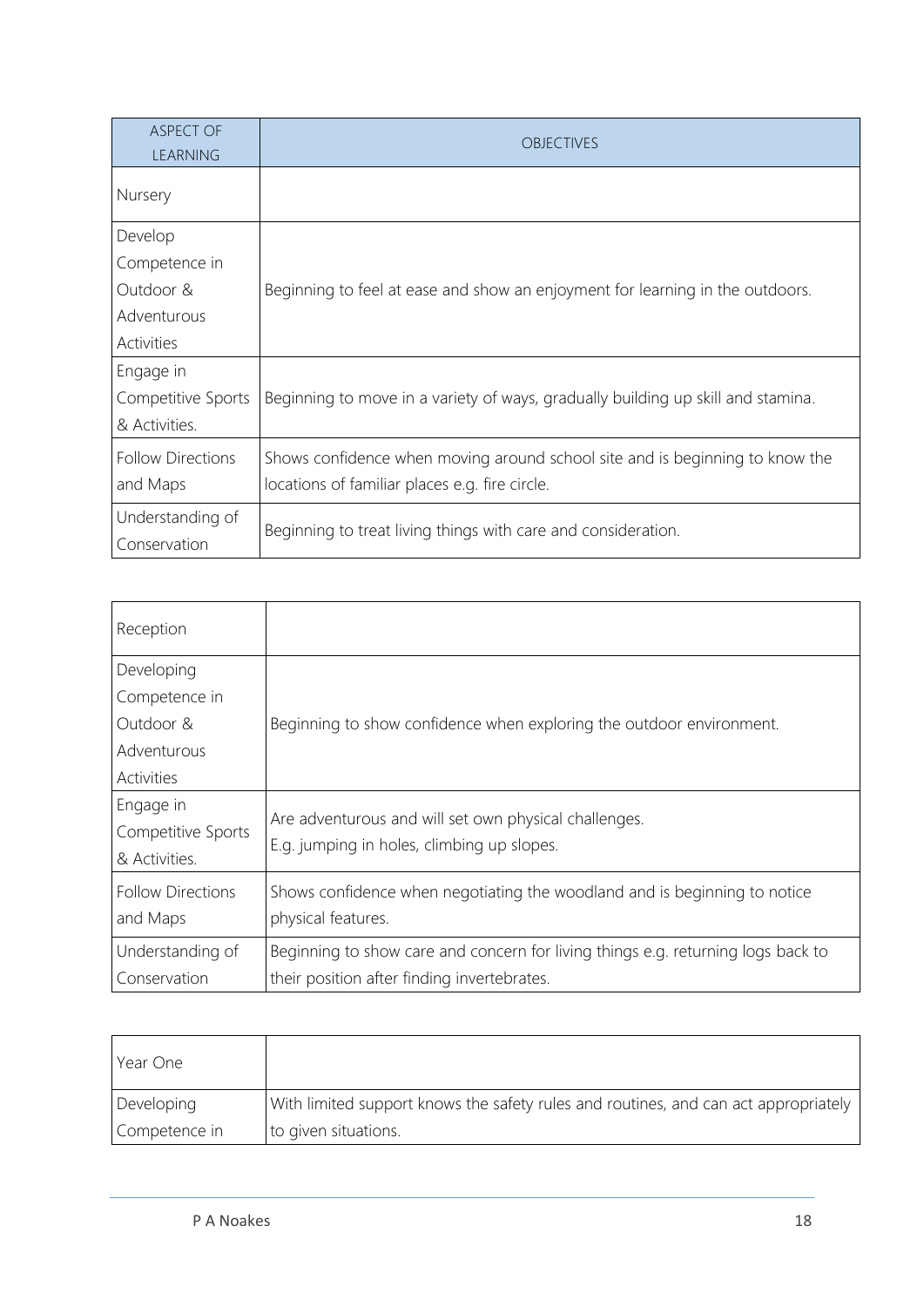| ASPECT OF LEARNING | OBJECTIVES |
|---|---|
| Nursery | |
| Develop Competence in Outdoor & Adventurous Activities | Beginning to feel at ease and show an enjoyment for learning in the outdoors. |
| Engage in Competitive Sports & Activities. | Beginning to move in a variety of ways, gradually building up skill and stamina. |
| Follow Directions and Maps | Shows confidence when moving around school site and is beginning to know the locations of familiar places e.g. fire circle. |
| Understanding of Conservation | Beginning to treat living things with care and consideration. |

| Reception | |
|---|---|
| Developing Competence in Outdoor & Adventurous Activities | Beginning to show confidence when exploring the outdoor environment. |
| Engage in Competitive Sports & Activities. | Are adventurous and will set own physical challenges. E.g. jumping in holes, climbing up slopes. |
| Follow Directions and Maps | Shows confidence when negotiating the woodland and is beginning to notice physical features. |
| Understanding of Conservation | Beginning to show care and concern for living things e.g. returning logs back to their position after finding invertebrates. |

| Year One | |
|---|---|
| Developing Competence in | With limited support knows the safety rules and routines, and can act appropriately to given situations. |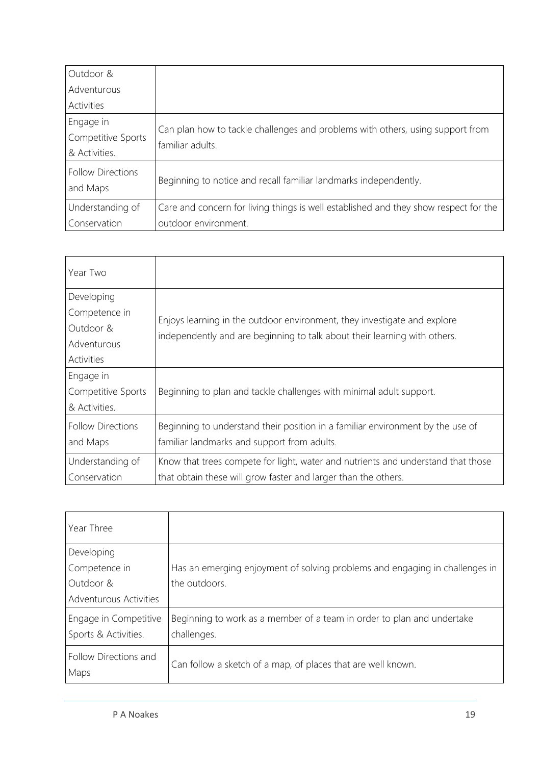| Outdoor & Adventurous Activities | |
|---|---|
| Engage in Competitive Sports & Activities. | Can plan how to tackle challenges and problems with others, using support from familiar adults. |
| Follow Directions and Maps | Beginning to notice and recall familiar landmarks independently. |
| Understanding of Conservation | Care and concern for living things is well established and they show respect for the outdoor environment. |

| Year Two | |
|---|---|
| Developing Competence in Outdoor & Adventurous Activities | Enjoys learning in the outdoor environment, they investigate and explore independently and are beginning to talk about their learning with others. |
| Engage in Competitive Sports & Activities. | Beginning to plan and tackle challenges with minimal adult support. |
| Follow Directions and Maps | Beginning to understand their position in a familiar environment by the use of familiar landmarks and support from adults. |
| Understanding of Conservation | Know that trees compete for light, water and nutrients and understand that those that obtain these will grow faster and larger than the others. |

| Year Three | |
|---|---|
| Developing Competence in Outdoor & Adventurous Activities | Has an emerging enjoyment of solving problems and engaging in challenges in the outdoors. |
| Engage in Competitive Sports & Activities. | Beginning to work as a member of a team in order to plan and undertake challenges. |
| Follow Directions and Maps | Can follow a sketch of a map, of places that are well known. |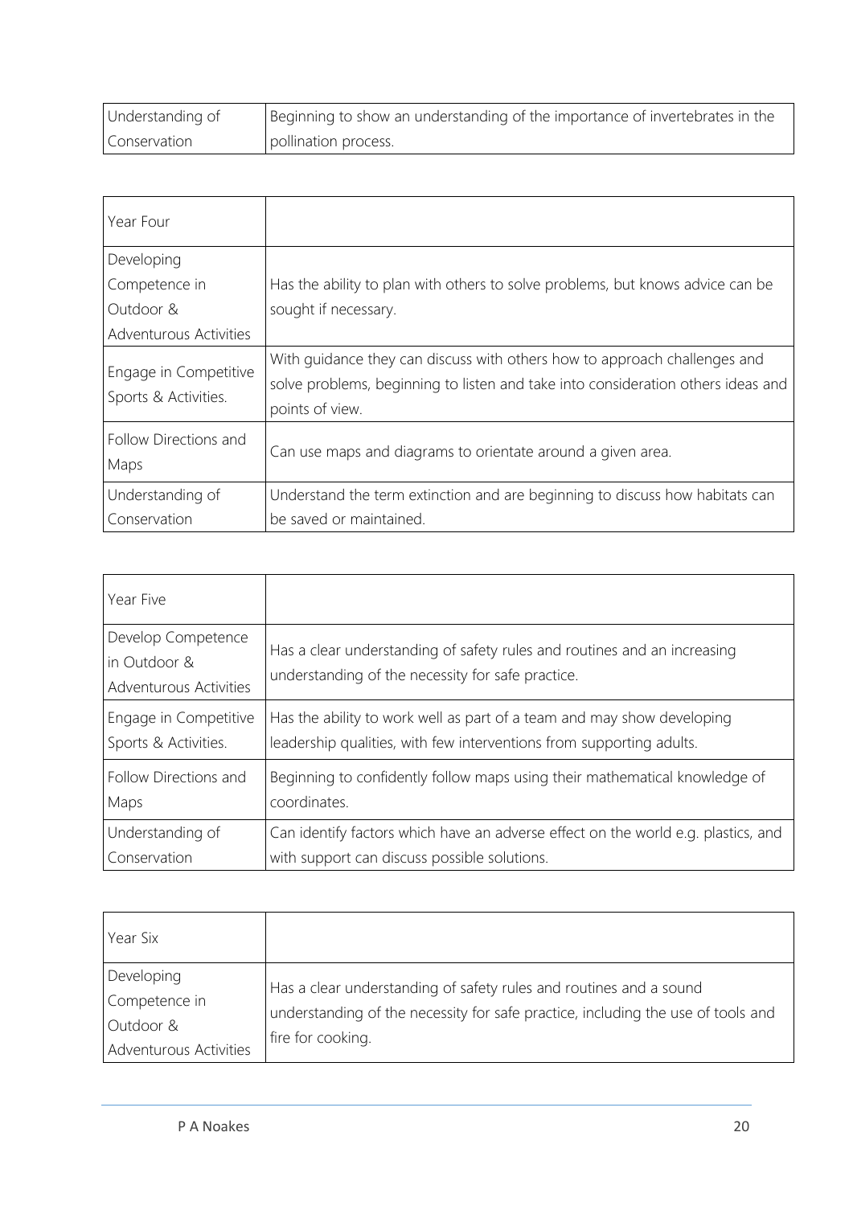| Understanding of Conservation | Beginning to show an understanding of the importance of invertebrates in the pollination process. |
|---|---|

| Year Four | |
|---|---|
| Developing Competence in Outdoor & Adventurous Activities | Has the ability to plan with others to solve problems, but knows advice can be sought if necessary. |
| Engage in Competitive Sports & Activities. | With guidance they can discuss with others how to approach challenges and solve problems, beginning to listen and take into consideration others ideas and points of view. |
| Follow Directions and Maps | Can use maps and diagrams to orientate around a given area. |
| Understanding of Conservation | Understand the term extinction and are beginning to discuss how habitats can be saved or maintained. |

| Year Five | |
|---|---|
| Develop Competence in Outdoor & Adventurous Activities | Has a clear understanding of safety rules and routines and an increasing understanding of the necessity for safe practice. |
| Engage in Competitive Sports & Activities. | Has the ability to work well as part of a team and may show developing leadership qualities, with few interventions from supporting adults. |
| Follow Directions and Maps | Beginning to confidently follow maps using their mathematical knowledge of coordinates. |
| Understanding of Conservation | Can identify factors which have an adverse effect on the world e.g. plastics, and with support can discuss possible solutions. |

| Year Six | |
|---|---|
| Developing Competence in Outdoor & Adventurous Activities | Has a clear understanding of safety rules and routines and a sound understanding of the necessity for safe practice, including the use of tools and fire for cooking. |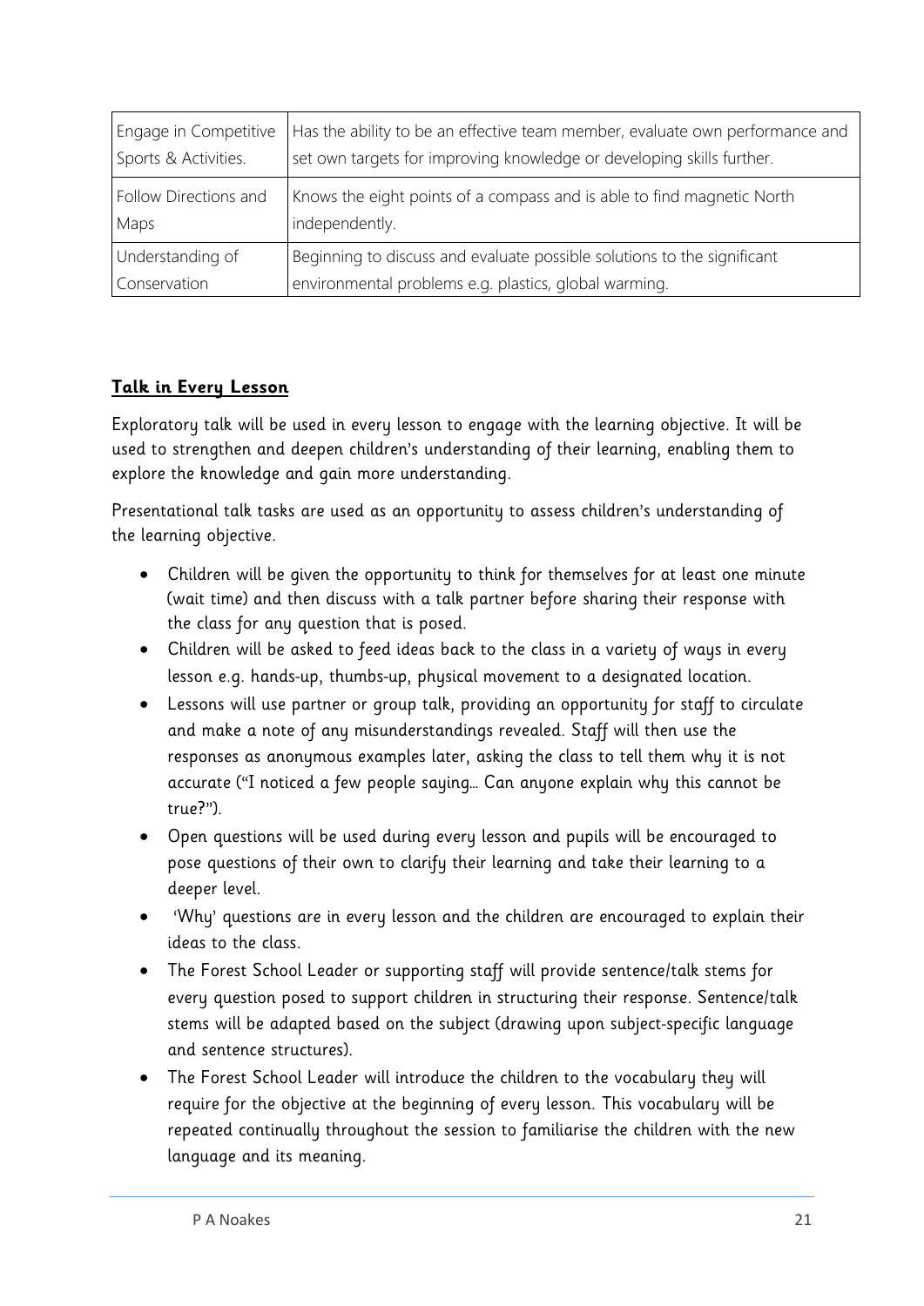| Engage in Competitive Sports & Activities. | Has the ability to be an effective team member, evaluate own performance and set own targets for improving knowledge or developing skills further. |
|---|---|
| Follow Directions and Maps | Knows the eight points of a compass and is able to find magnetic North independently. |
| Understanding of Conservation | Beginning to discuss and evaluate possible solutions to the significant environmental problems e.g. plastics, global warming. |

## **Talk in Every Lesson**

Exploratory talk will be used in every lesson to engage with the learning objective. It will be used to strengthen and deepen children's understanding of their learning, enabling them to explore the knowledge and gain more understanding.

Presentational talk tasks are used as an opportunity to assess children's understanding of the learning objective.

- Children will be given the opportunity to think for themselves for at least one minute (wait time) and then discuss with a talk partner before sharing their response with the class for any question that is posed.
- Children will be asked to feed ideas back to the class in a variety of ways in every lesson e.g. hands-up, thumbs-up, physical movement to a designated location.
- Lessons will use partner or group talk, providing an opportunity for staff to circulate and make a note of any misunderstandings revealed. Staff will then use the responses as anonymous examples later, asking the class to tell them why it is not accurate ("I noticed a few people saying… Can anyone explain why this cannot be true?").
- Open questions will be used during every lesson and pupils will be encouraged to pose questions of their own to clarify their learning and take their learning to a deeper level.
- 'Why' questions are in every lesson and the children are encouraged to explain their ideas to the class.
- The Forest School Leader or supporting staff will provide sentence/talk stems for every question posed to support children in structuring their response. Sentence/talk stems will be adapted based on the subject (drawing upon subject-specific language and sentence structures).
- The Forest School Leader will introduce the children to the vocabulary they will require for the objective at the beginning of every lesson. This vocabulary will be repeated continually throughout the session to familiarise the children with the new language and its meaning.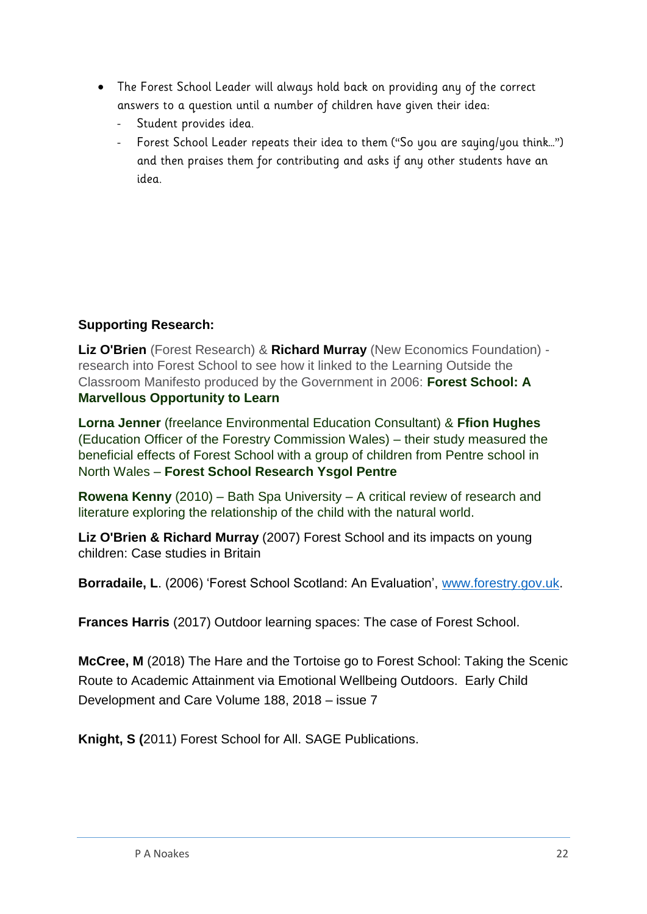- The Forest School Leader will always hold back on providing any of the correct answers to a question until a number of children have given their idea:
  - Student provides idea.
  - Forest School Leader repeats their idea to them ("So you are saying/you think…") and then praises them for contributing and asks if any other students have an idea.

**Supporting Research:**

**Liz O'Brien** (Forest Research) & **Richard Murray** (New Economics Foundation) - research into Forest School to see how it linked to the Learning Outside the Classroom Manifesto produced by the Government in 2006: **Forest School: A Marvellous Opportunity to Learn**

**Lorna Jenner** (freelance Environmental Education Consultant) & **Ffion Hughes** (Education Officer of the Forestry Commission Wales) – their study measured the beneficial effects of Forest School with a group of children from Pentre school in North Wales – **Forest School Research Ysgol Pentre**

**Rowena Kenny** (2010) – Bath Spa University – A critical review of research and literature exploring the relationship of the child with the natural world.

**Liz O'Brien & Richard Murray** (2007) Forest School and its impacts on young children: Case studies in Britain

**Borradaile, L**. (2006) 'Forest School Scotland: An Evaluation', www.forestry.gov.uk.

**Frances Harris** (2017) Outdoor learning spaces: The case of Forest School.

**McCree, M** (2018) The Hare and the Tortoise go to Forest School: Taking the Scenic Route to Academic Attainment via Emotional Wellbeing Outdoors. Early Child Development and Care Volume 188, 2018 – issue 7

**Knight, S (**2011) Forest School for All. SAGE Publications.